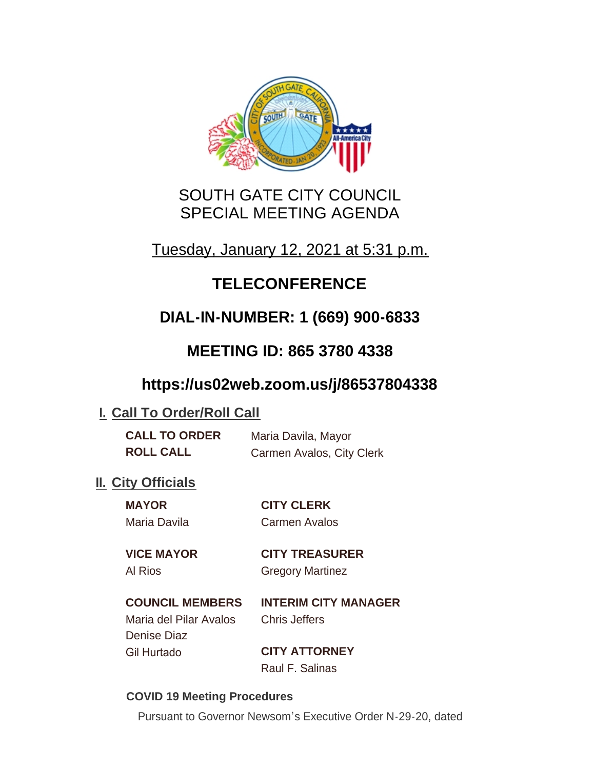# SOUTH GATE CITY COUNCIL
# SPECIAL MEETING AGENDA

Tuesday, January 12, 2021 at 5:31 p.m.

## TELECONFERENCE

## DIAL-IN-NUMBER: 1 (669) 900-6833

## MEETING ID: 865 3780 4338

## https://us02web.zoom.us/j/86537804338

## I. Call To Order/Roll Call

**CALL TO ORDER** Maria Davila, Mayor

**ROLL CALL** Carmen Avalos, City Clerk

## II. City Officials

**MAYOR**
Maria Davila

**VICE MAYOR**
Al Rios

**COUNCIL MEMBERS**
Maria del Pilar Avalos
Denise Diaz
Gil Hurtado

**CITY CLERK**
Carmen Avalos

**CITY TREASURER**
Gregory Martinez

**INTERIM CITY MANAGER**
Chris Jeffers

**CITY ATTORNEY**
Raul F. Salinas

**COVID 19 Meeting Procedures**

Pursuant to Governor Newsom's Executive Order N-29-20, dated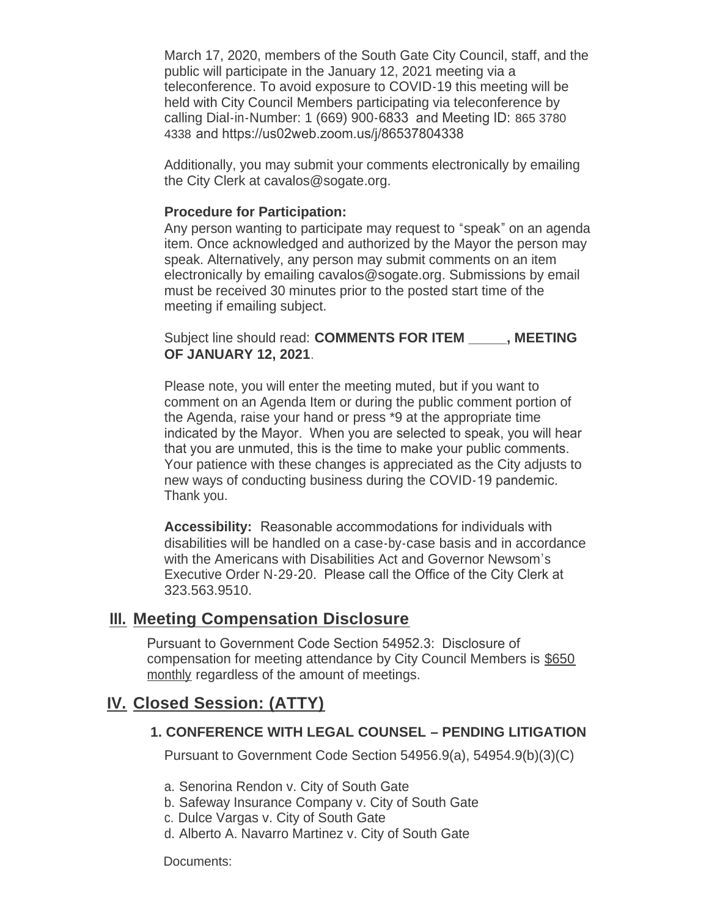March 17, 2020, members of the South Gate City Council, staff, and the public will participate in the January 12, 2021 meeting via a teleconference. To avoid exposure to COVID-19 this meeting will be held with City Council Members participating via teleconference by calling Dial-in-Number: 1 (669) 900-6833 and Meeting ID: 865 3780 4338 and https://us02web.zoom.us/j/86537804338

Additionally, you may submit your comments electronically by emailing the City Clerk at cavalos@sogate.org.

**Procedure for Participation:**
Any person wanting to participate may request to "speak" on an agenda item. Once acknowledged and authorized by the Mayor the person may speak. Alternatively, any person may submit comments on an item electronically by emailing cavalos@sogate.org. Submissions by email must be received 30 minutes prior to the posted start time of the meeting if emailing subject.

Subject line should read: **COMMENTS FOR ITEM _____, MEETING OF JANUARY 12, 2021**.

Please note, you will enter the meeting muted, but if you want to comment on an Agenda Item or during the public comment portion of the Agenda, raise your hand or press *9 at the appropriate time indicated by the Mayor. When you are selected to speak, you will hear that you are unmuted, this is the time to make your public comments. Your patience with these changes is appreciated as the City adjusts to new ways of conducting business during the COVID-19 pandemic. Thank you.

**Accessibility:** Reasonable accommodations for individuals with disabilities will be handled on a case-by-case basis and in accordance with the Americans with Disabilities Act and Governor Newsom's Executive Order N-29-20. Please call the Office of the City Clerk at 323.563.9510.

## III. Meeting Compensation Disclosure

Pursuant to Government Code Section 54952.3: Disclosure of compensation for meeting attendance by City Council Members is $650 monthly regardless of the amount of meetings.

## IV. Closed Session: (ATTY)

### 1. CONFERENCE WITH LEGAL COUNSEL – PENDING LITIGATION

Pursuant to Government Code Section 54956.9(a), 54954.9(b)(3)(C)

a. Senorina Rendon v. City of South Gate
b. Safeway Insurance Company v. City of South Gate
c. Dulce Vargas v. City of South Gate
d. Alberto A. Navarro Martinez v. City of South Gate

Documents: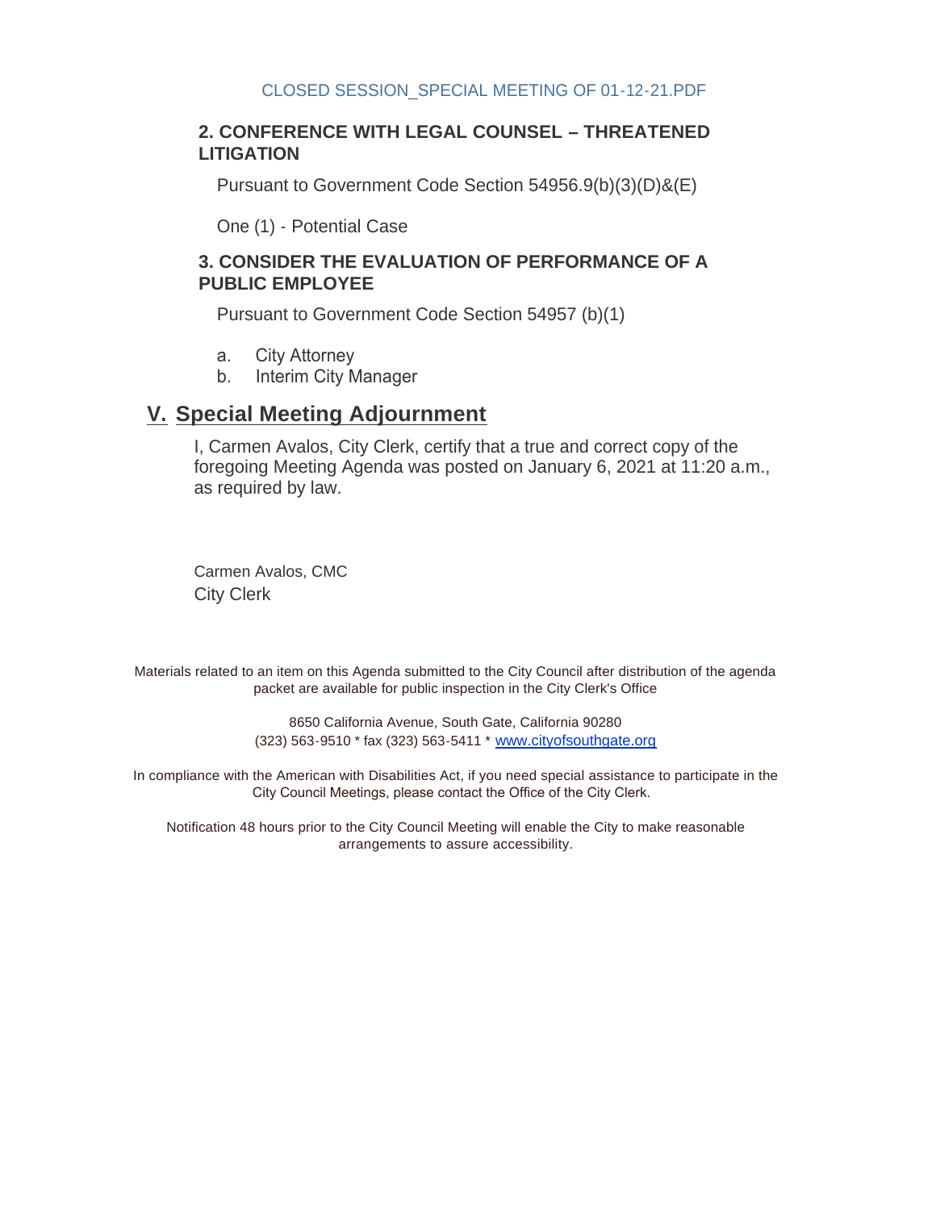CLOSED SESSION_SPECIAL MEETING OF 01-12-21.PDF

### 2. CONFERENCE WITH LEGAL COUNSEL – THREATENED LITIGATION

Pursuant to Government Code Section 54956.9(b)(3)(D)&(E)

One (1) - Potential Case

### 3. CONSIDER THE EVALUATION OF PERFORMANCE OF A PUBLIC EMPLOYEE

Pursuant to Government Code Section 54957 (b)(1)

a. City Attorney
b. Interim City Manager

## V. Special Meeting Adjournment

I, Carmen Avalos, City Clerk, certify that a true and correct copy of the foregoing Meeting Agenda was posted on January 6, 2021 at 11:20 a.m., as required by law.

Carmen Avalos, CMC
City Clerk

Materials related to an item on this Agenda submitted to the City Council after distribution of the agenda packet are available for public inspection in the City Clerk's Office

8650 California Avenue, South Gate, California 90280
(323) 563-9510 * fax (323) 563-5411 * www.cityofsouthgate.org

In compliance with the American with Disabilities Act, if you need special assistance to participate in the City Council Meetings, please contact the Office of the City Clerk.

Notification 48 hours prior to the City Council Meeting will enable the City to make reasonable arrangements to assure accessibility.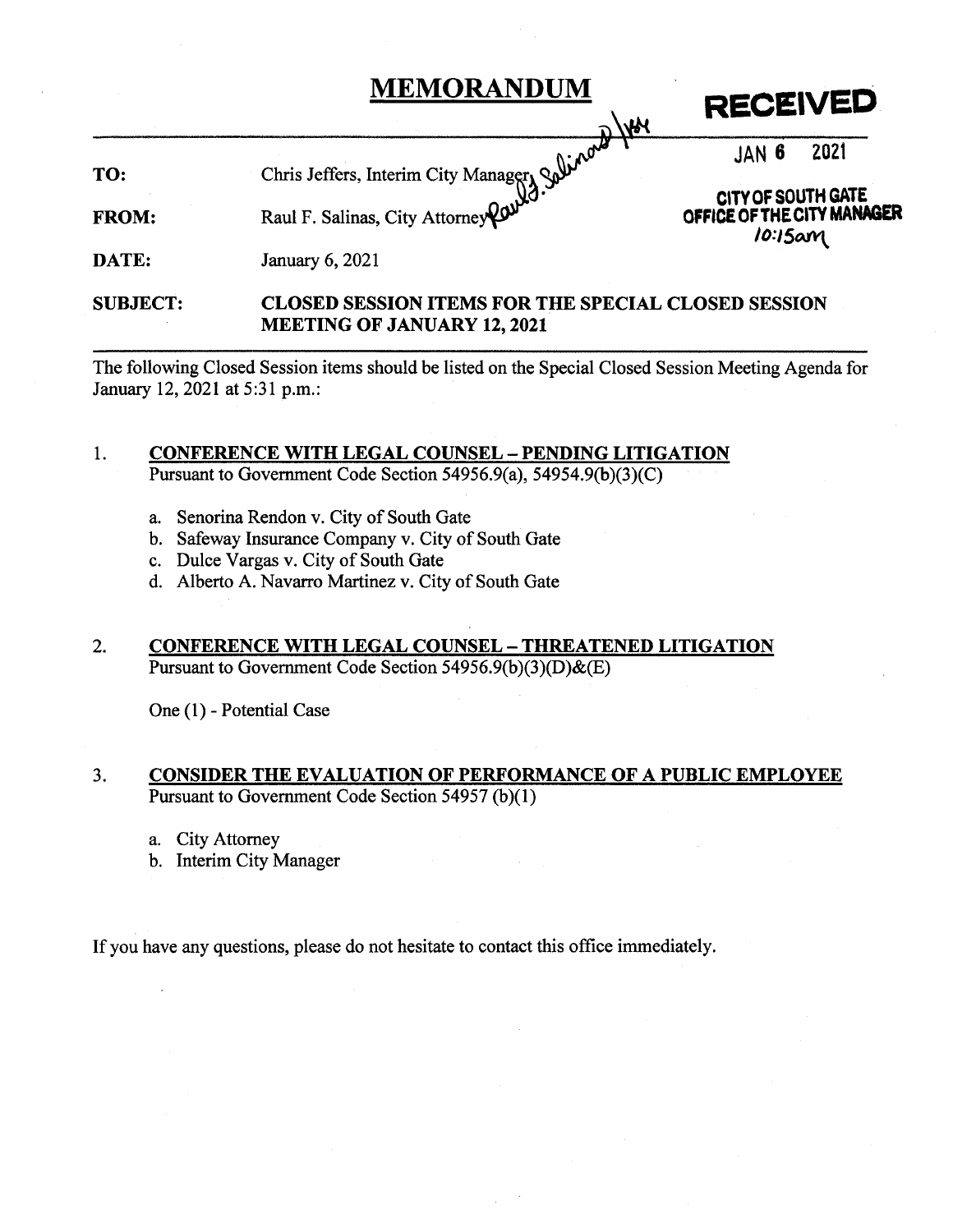# MEMORANDUM

**RECEIVED**

JAN 6 2021

**CITY OF SOUTH GATE**
**OFFICE OF THE CITY MANAGER**
10:15am

| | |
|---|---|
| **TO:** | Chris Jeffers, Interim City Manager |
| **FROM:** | Raul F. Salinas, City Attorney |
| **DATE:** | January 6, 2021 |
| **SUBJECT:** | **CLOSED SESSION ITEMS FOR THE SPECIAL CLOSED SESSION MEETING OF JANUARY 12, 2021** |

The following Closed Session items should be listed on the Special Closed Session Meeting Agenda for January 12, 2021 at 5:31 p.m.:

1. **CONFERENCE WITH LEGAL COUNSEL – PENDING LITIGATION**
   Pursuant to Government Code Section 54956.9(a), 54954.9(b)(3)(C)

   a. Senorina Rendon v. City of South Gate
   b. Safeway Insurance Company v. City of South Gate
   c. Dulce Vargas v. City of South Gate
   d. Alberto A. Navarro Martinez v. City of South Gate

2. **CONFERENCE WITH LEGAL COUNSEL – THREATENED LITIGATION**
   Pursuant to Government Code Section 54956.9(b)(3)(D)&(E)

   One (1) - Potential Case

3. **CONSIDER THE EVALUATION OF PERFORMANCE OF A PUBLIC EMPLOYEE**
   Pursuant to Government Code Section 54957 (b)(1)

   a. City Attorney
   b. Interim City Manager

If you have any questions, please do not hesitate to contact this office immediately.